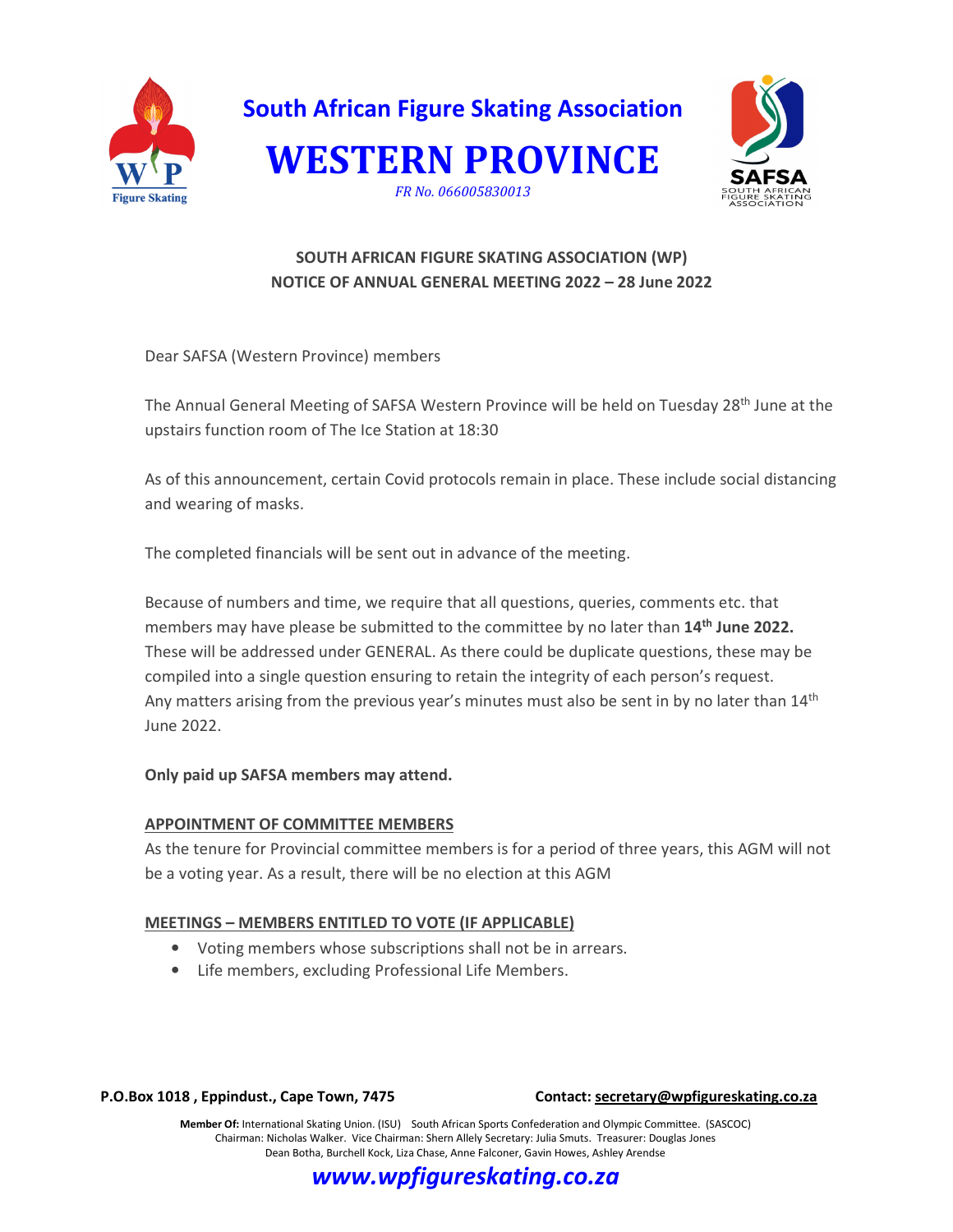# South African Figure Skating Association

# WESTERN PROVINCE

*FR No. 066005830013*

## SOUTH AFRICAN FIGURE SKATING ASSOCIATION (WP)
## NOTICE OF ANNUAL GENERAL MEETING 2022 – 28 June 2022

Dear SAFSA (Western Province) members

The Annual General Meeting of SAFSA Western Province will be held on Tuesday 28th June at the upstairs function room of The Ice Station at 18:30

As of this announcement, certain Covid protocols remain in place. These include social distancing and wearing of masks.

The completed financials will be sent out in advance of the meeting.

Because of numbers and time, we require that all questions, queries, comments etc. that members may have please be submitted to the committee by no later than **14th June 2022.** These will be addressed under GENERAL. As there could be duplicate questions, these may be compiled into a single question ensuring to retain the integrity of each person's request.
Any matters arising from the previous year's minutes must also be sent in by no later than 14th June 2022.

**Only paid up SAFSA members may attend.**

**APPOINTMENT OF COMMITTEE MEMBERS**

As the tenure for Provincial committee members is for a period of three years, this AGM will not be a voting year. As a result, there will be no election at this AGM

**MEETINGS – MEMBERS ENTITLED TO VOTE (IF APPLICABLE)**

- Voting members whose subscriptions shall not be in arrears.
- Life members, excluding Professional Life Members.

**P.O.Box 1018 , Eppindust., Cape Town, 7475** **Contact: secretary@wpfigureskating.co.za**

**Member Of:** International Skating Union. (ISU) South African Sports Confederation and Olympic Committee. (SASCOC)
Chairman: Nicholas Walker. Vice Chairman: Shern Allely Secretary: Julia Smuts. Treasurer: Douglas Jones
Dean Botha, Burchell Kock, Liza Chase, Anne Falconer, Gavin Howes, Ashley Arendse

*www.wpfigureskating.co.za*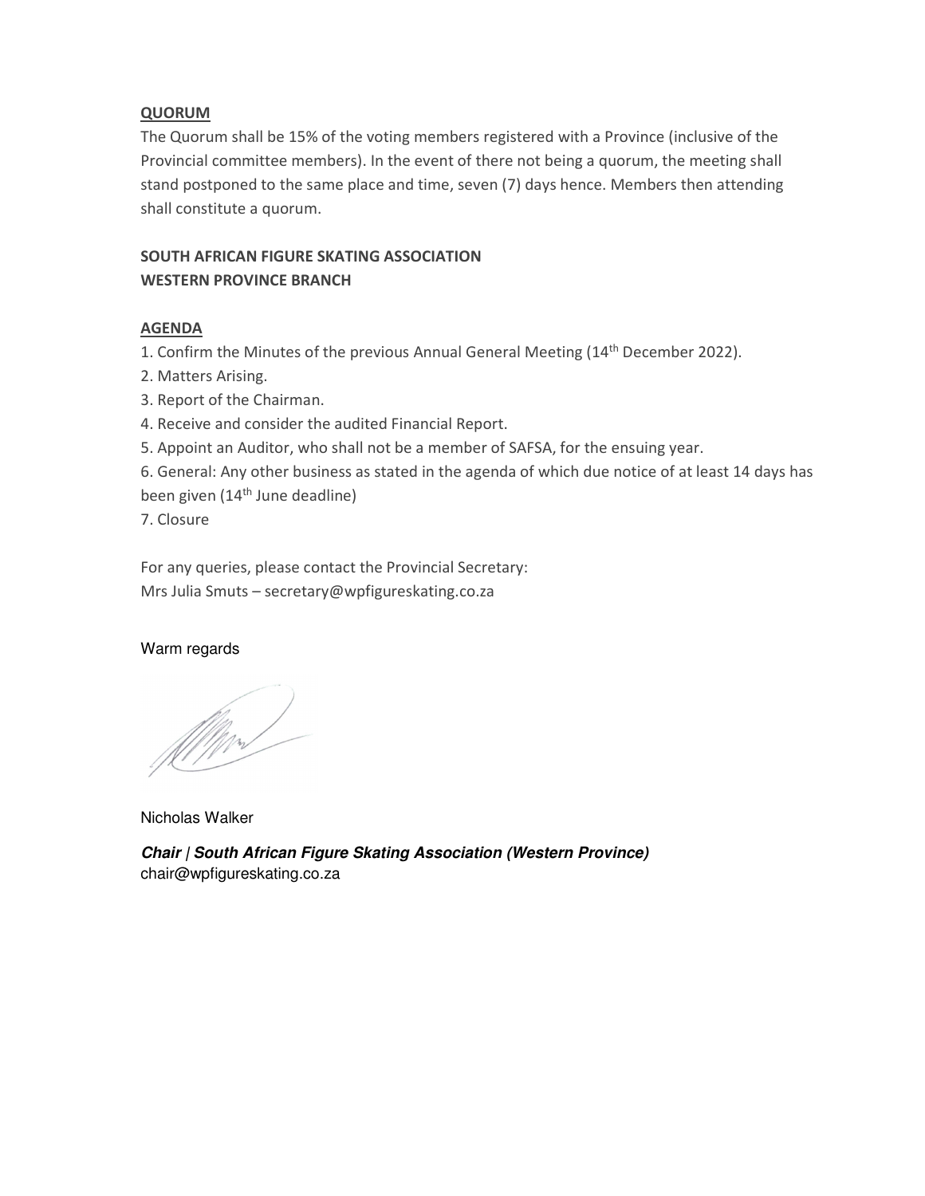**QUORUM**

The Quorum shall be 15% of the voting members registered with a Province (inclusive of the Provincial committee members). In the event of there not being a quorum, the meeting shall stand postponed to the same place and time, seven (7) days hence. Members then attending shall constitute a quorum.

**SOUTH AFRICAN FIGURE SKATING ASSOCIATION**
**WESTERN PROVINCE BRANCH**

**AGENDA**

1. Confirm the Minutes of the previous Annual General Meeting (14th December 2022).
2. Matters Arising.
3. Report of the Chairman.
4. Receive and consider the audited Financial Report.
5. Appoint an Auditor, who shall not be a member of SAFSA, for the ensuing year.
6. General: Any other business as stated in the agenda of which due notice of at least 14 days has been given (14th June deadline)
7. Closure

For any queries, please contact the Provincial Secretary:
Mrs Julia Smuts – secretary@wpfigureskating.co.za

Warm regards

Nicholas Walker

***Chair | South African Figure Skating Association (Western Province)***
chair@wpfigureskating.co.za